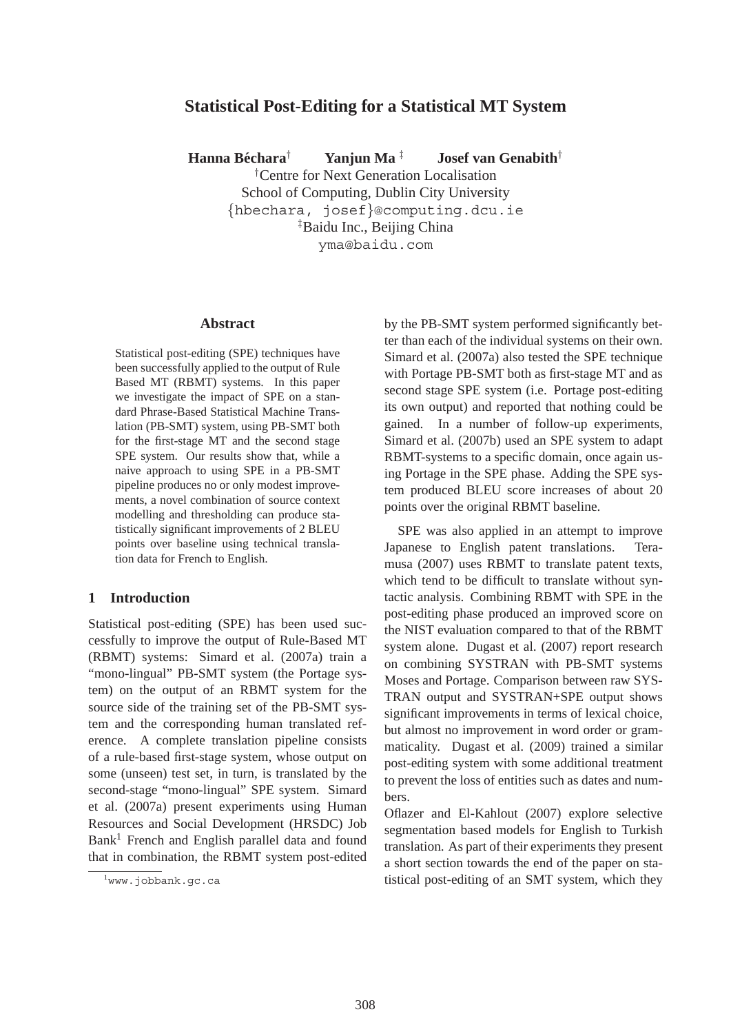# Statistical Post-Editing for a Statistical MT System

**Hanna Béchara**[†] **Yanjun Ma**[‡] **Josef van Genabith**[†]

[†]Centre for Next Generation Localisation
School of Computing, Dublin City University
{hbechara, josef}@computing.dcu.ie
[‡]Baidu Inc., Beijing China
yma@baidu.com

## Abstract

Statistical post-editing (SPE) techniques have been successfully applied to the output of Rule Based MT (RBMT) systems. In this paper we investigate the impact of SPE on a standard Phrase-Based Statistical Machine Translation (PB-SMT) system, using PB-SMT both for the first-stage MT and the second stage SPE system. Our results show that, while a naive approach to using SPE in a PB-SMT pipeline produces no or only modest improvements, a novel combination of source context modelling and thresholding can produce statistically significant improvements of 2 BLEU points over baseline using technical translation data for French to English.

## 1 Introduction

Statistical post-editing (SPE) has been used successfully to improve the output of Rule-Based MT (RBMT) systems: Simard et al. (2007a) train a "mono-lingual" PB-SMT system (the Portage system) on the output of an RBMT system for the source side of the training set of the PB-SMT system and the corresponding human translated reference. A complete translation pipeline consists of a rule-based first-stage system, whose output on some (unseen) test set, in turn, is translated by the second-stage "mono-lingual" SPE system. Simard et al. (2007a) present experiments using Human Resources and Social Development (HRSDC) Job Bank[1] French and English parallel data and found that in combination, the RBMT system post-edited by the PB-SMT system performed significantly better than each of the individual systems on their own. Simard et al. (2007a) also tested the SPE technique with Portage PB-SMT both as first-stage MT and as second stage SPE system (i.e. Portage post-editing its own output) and reported that nothing could be gained. In a number of follow-up experiments, Simard et al. (2007b) used an SPE system to adapt RBMT-systems to a specific domain, once again using Portage in the SPE phase. Adding the SPE system produced BLEU score increases of about 20 points over the original RBMT baseline.

SPE was also applied in an attempt to improve Japanese to English patent translations. Teramusa (2007) uses RBMT to translate patent texts, which tend to be difficult to translate without syntactic analysis. Combining RBMT with SPE in the post-editing phase produced an improved score on the NIST evaluation compared to that of the RBMT system alone. Dugast et al. (2007) report research on combining SYSTRAN with PB-SMT systems Moses and Portage. Comparison between raw SYSTRAN output and SYSTRAN+SPE output shows significant improvements in terms of lexical choice, but almost no improvement in word order or grammaticality. Dugast et al. (2009) trained a similar post-editing system with some additional treatment to prevent the loss of entities such as dates and numbers.

Oflazer and El-Kahlout (2007) explore selective segmentation based models for English to Turkish translation. As part of their experiments they present a short section towards the end of the paper on statistical post-editing of an SMT system, which they

[1] www.jobbank.gc.ca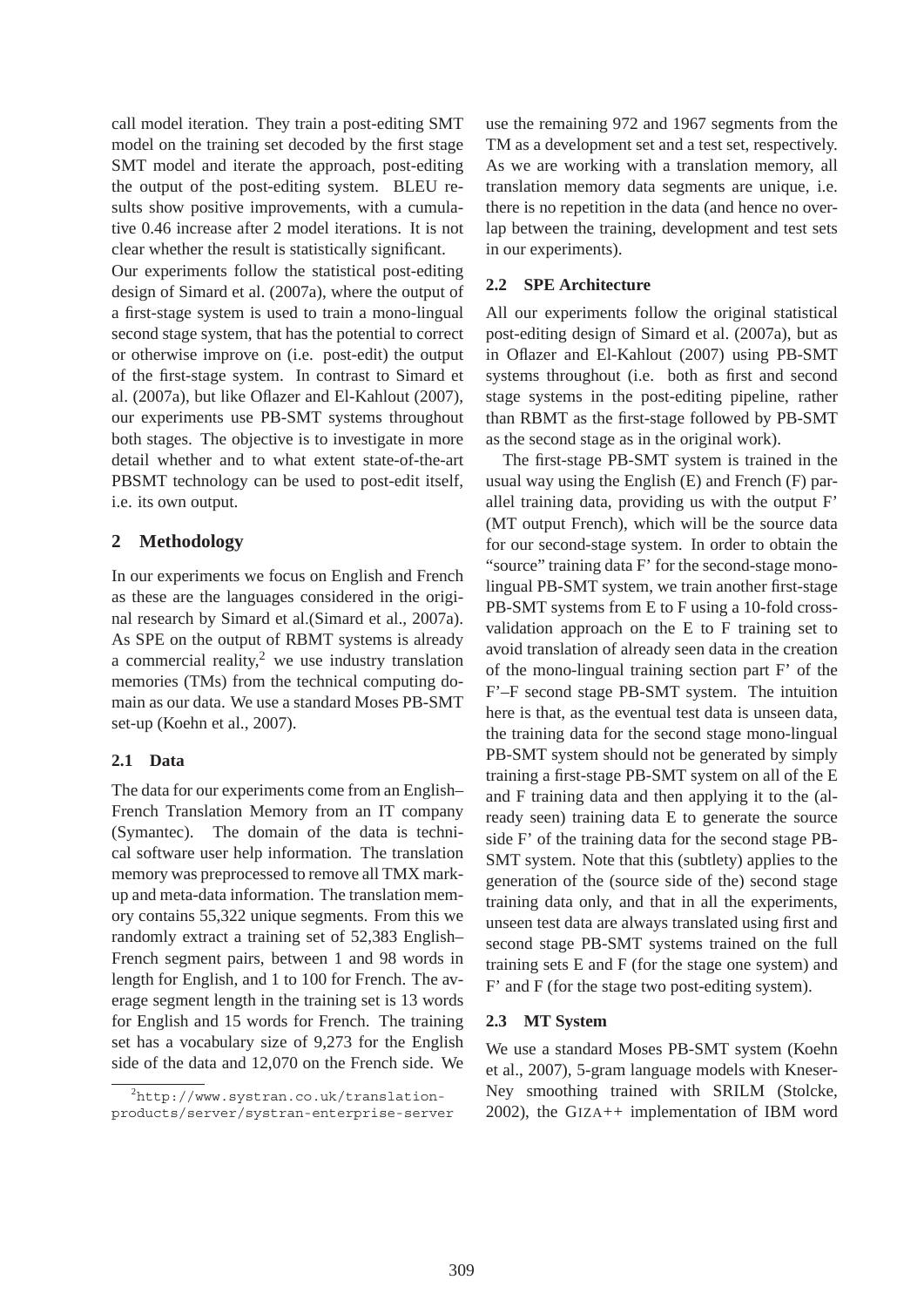call model iteration. They train a post-editing SMT model on the training set decoded by the first stage SMT model and iterate the approach, post-editing the output of the post-editing system. BLEU results show positive improvements, with a cumulative 0.46 increase after 2 model iterations. It is not clear whether the result is statistically significant.

Our experiments follow the statistical post-editing design of Simard et al. (2007a), where the output of a first-stage system is used to train a mono-lingual second stage system, that has the potential to correct or otherwise improve on (i.e. post-edit) the output of the first-stage system. In contrast to Simard et al. (2007a), but like Oflazer and El-Kahlout (2007), our experiments use PB-SMT systems throughout both stages. The objective is to investigate in more detail whether and to what extent state-of-the-art PBSMT technology can be used to post-edit itself, i.e. its own output.

## 2 Methodology

In our experiments we focus on English and French as these are the languages considered in the original research by Simard et al.(Simard et al., 2007a). As SPE on the output of RBMT systems is already a commercial reality,[2] we use industry translation memories (TMs) from the technical computing domain as our data. We use a standard Moses PB-SMT set-up (Koehn et al., 2007).

### 2.1 Data

The data for our experiments come from an English–French Translation Memory from an IT company (Symantec). The domain of the data is technical software user help information. The translation memory was preprocessed to remove all TMX markup and meta-data information. The translation memory contains 55,322 unique segments. From this we randomly extract a training set of 52,383 English–French segment pairs, between 1 and 98 words in length for English, and 1 to 100 for French. The average segment length in the training set is 13 words for English and 15 words for French. The training set has a vocabulary size of 9,273 for the English side of the data and 12,070 on the French side. We use the remaining 972 and 1967 segments from the TM as a development set and a test set, respectively. As we are working with a translation memory, all translation memory data segments are unique, i.e. there is no repetition in the data (and hence no overlap between the training, development and test sets in our experiments).

### 2.2 SPE Architecture

All our experiments follow the original statistical post-editing design of Simard et al. (2007a), but as in Oflazer and El-Kahlout (2007) using PB-SMT systems throughout (i.e. both as first and second stage systems in the post-editing pipeline, rather than RBMT as the first-stage followed by PB-SMT as the second stage as in the original work).

The first-stage PB-SMT system is trained in the usual way using the English (E) and French (F) parallel training data, providing us with the output F' (MT output French), which will be the source data for our second-stage system. In order to obtain the "source" training data F' for the second-stage monolingual PB-SMT system, we train another first-stage PB-SMT systems from E to F using a 10-fold cross-validation approach on the E to F training set to avoid translation of already seen data in the creation of the mono-lingual training section part F' of the F'–F second stage PB-SMT system. The intuition here is that, as the eventual test data is unseen data, the training data for the second stage mono-lingual PB-SMT system should not be generated by simply training a first-stage PB-SMT system on all of the E and F training data and then applying it to the (already seen) training data E to generate the source side F' of the training data for the second stage PB-SMT system. Note that this (subtlety) applies to the generation of the (source side of the) second stage training data only, and that in all the experiments, unseen test data are always translated using first and second stage PB-SMT systems trained on the full training sets E and F (for the stage one system) and F' and F (for the stage two post-editing system).

### 2.3 MT System

We use a standard Moses PB-SMT system (Koehn et al., 2007), 5-gram language models with Kneser-Ney smoothing trained with SRILM (Stolcke, 2002), the GIZA++ implementation of IBM word

[2] http://www.systran.co.uk/translation-products/server/systran-enterprise-server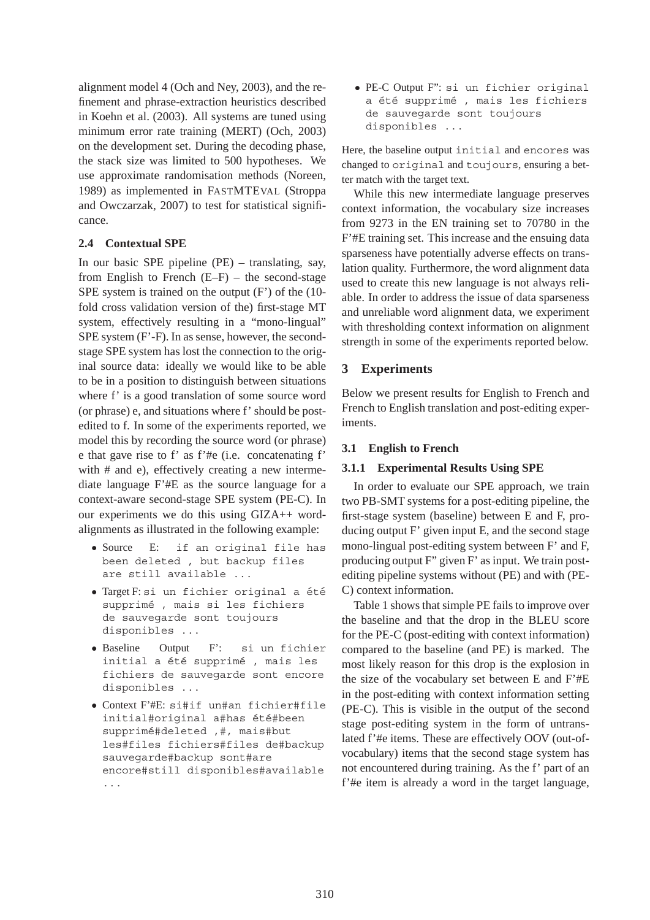alignment model 4 (Och and Ney, 2003), and the refinement and phrase-extraction heuristics described in Koehn et al. (2003). All systems are tuned using minimum error rate training (MERT) (Och, 2003) on the development set. During the decoding phase, the stack size was limited to 500 hypotheses. We use approximate randomisation methods (Noreen, 1989) as implemented in FASTMTEVAL (Stroppa and Owczarzak, 2007) to test for statistical significance.

### 2.4 Contextual SPE

In our basic SPE pipeline (PE) – translating, say, from English to French (E–F) – the second-stage SPE system is trained on the output (F') of the (10-fold cross validation version of the) first-stage MT system, effectively resulting in a "mono-lingual" SPE system (F'-F). In as sense, however, the second-stage SPE system has lost the connection to the original source data: ideally we would like to be able to be in a position to distinguish between situations where f' is a good translation of some source word (or phrase) e, and situations where f' should be post-edited to f. In some of the experiments reported, we model this by recording the source word (or phrase) e that gave rise to f' as f'#e (i.e. concatenating f' with # and e), effectively creating a new intermediate language F'#E as the source language for a context-aware second-stage SPE system (PE-C). In our experiments we do this using GIZA++ word-alignments as illustrated in the following example:

- Source E: `if an original file has been deleted , but backup files are still available ...`
- Target F: `si un fichier original a été supprimé , mais si les fichiers de sauvegarde sont toujours disponibles ...`
- Baseline Output F': `si un fichier initial a été supprimé , mais les fichiers de sauvegarde sont encore disponibles ...`
- Context F'#E: `si#if un#an fichier#file initial#original a#has été#been supprimé#deleted ,#, mais#but les#files fichiers#files de#backup sauvegarde#backup sont#are encore#still disponibles#available ...`
- PE-C Output F": `si un fichier original a été supprimé , mais les fichiers de sauvegarde sont toujours disponibles ...`

Here, the baseline output `initial` and `encores` was changed to `original` and `toujours`, ensuring a better match with the target text.

While this new intermediate language preserves context information, the vocabulary size increases from 9273 in the EN training set to 70780 in the F'#E training set. This increase and the ensuing data sparseness have potentially adverse effects on translation quality. Furthermore, the word alignment data used to create this new language is not always reliable. In order to address the issue of data sparseness and unreliable word alignment data, we experiment with thresholding context information on alignment strength in some of the experiments reported below.

## 3 Experiments

Below we present results for English to French and French to English translation and post-editing experiments.

### 3.1 English to French

#### 3.1.1 Experimental Results Using SPE

In order to evaluate our SPE approach, we train two PB-SMT systems for a post-editing pipeline, the first-stage system (baseline) between E and F, producing output F' given input E, and the second stage mono-lingual post-editing system between F' and F, producing output F" given F' as input. We train post-editing pipeline systems without (PE) and with (PE-C) context information.

Table 1 shows that simple PE fails to improve over the baseline and that the drop in the BLEU score for the PE-C (post-editing with context information) compared to the baseline (and PE) is marked. The most likely reason for this drop is the explosion in the size of the vocabulary set between E and F'#E in the post-editing with context information setting (PE-C). This is visible in the output of the second stage post-editing system in the form of untranslated f'#e items. These are effectively OOV (out-of-vocabulary) items that the second stage system has not encountered during training. As the f' part of an f'#e item is already a word in the target language,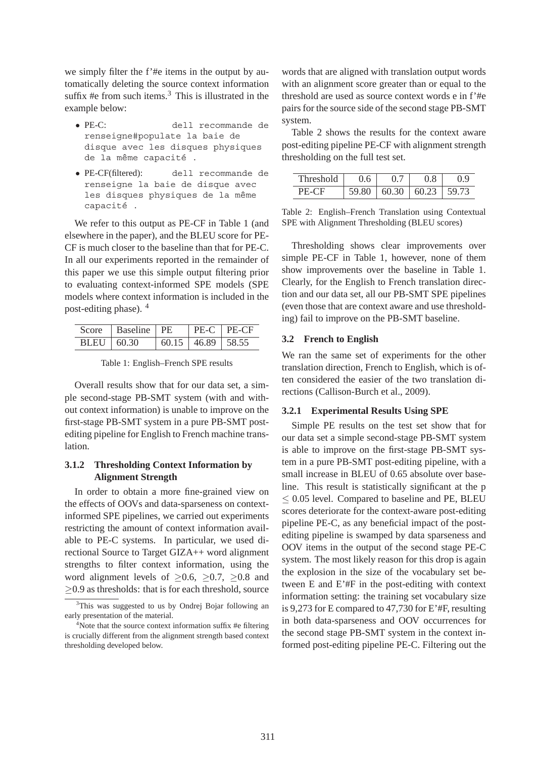we simply filter the f'#e items in the output by automatically deleting the source context information suffix #e from such items.[3] This is illustrated in the example below:

- PE-C: `dell recommande de renseigne#populate la baie de disque avec les disques physiques de la même capacité .`
- PE-CF(filtered): `dell recommande de renseigne la baie de disque avec les disques physiques de la même capacité .`

We refer to this output as PE-CF in Table 1 (and elsewhere in the paper), and the BLEU score for PE-CF is much closer to the baseline than that for PE-C. In all our experiments reported in the remainder of this paper we use this simple output filtering prior to evaluating context-informed SPE models (SPE models where context information is included in the post-editing phase). [4]

| Score | Baseline | PE | PE-C | PE-CF |
|---|---|---|---|---|
| BLEU | 60.30 | 60.15 | 46.89 | 58.55 |

Table 1: English–French SPE results

Overall results show that for our data set, a simple second-stage PB-SMT system (with and without context information) is unable to improve on the first-stage PB-SMT system in a pure PB-SMT post-editing pipeline for English to French machine translation.

### 3.1.2 Thresholding Context Information by Alignment Strength

In order to obtain a more fine-grained view on the effects of OOVs and data-sparseness on context-informed SPE pipelines, we carried out experiments restricting the amount of context information available to PE-C systems. In particular, we used directional Source to Target GIZA++ word alignment strengths to filter context information, using the word alignment levels of $\geq$0.6, $\geq$0.7, $\geq$0.8 and $\geq$0.9 as thresholds: that is for each threshold, source words that are aligned with translation output words with an alignment score greater than or equal to the threshold are used as source context words e in f'#e pairs for the source side of the second stage PB-SMT system.

Table 2 shows the results for the context aware post-editing pipeline PE-CF with alignment strength thresholding on the full test set.

| Threshold | 0.6 | 0.7 | 0.8 | 0.9 |
|---|---|---|---|---|
| PE-CF | 59.80 | 60.30 | 60.23 | 59.73 |

Table 2: English–French Translation using Contextual SPE with Alignment Thresholding (BLEU scores)

Thresholding shows clear improvements over simple PE-CF in Table 1, however, none of them show improvements over the baseline in Table 1. Clearly, for the English to French translation direction and our data set, all our PB-SMT SPE pipelines (even those that are context aware and use thresholding) fail to improve on the PB-SMT baseline.

## 3.2 French to English

We ran the same set of experiments for the other translation direction, French to English, which is often considered the easier of the two translation directions (Callison-Burch et al., 2009).

### 3.2.1 Experimental Results Using SPE

Simple PE results on the test set show that for our data set a simple second-stage PB-SMT system is able to improve on the first-stage PB-SMT system in a pure PB-SMT post-editing pipeline, with a small increase in BLEU of 0.65 absolute over baseline. This result is statistically significant at the $p \leq 0.05$ level. Compared to baseline and PE, BLEU scores deteriorate for the context-aware post-editing pipeline PE-C, as any beneficial impact of the post-editing pipeline is swamped by data sparseness and OOV items in the output of the second stage PE-C system. The most likely reason for this drop is again the explosion in the size of the vocabulary set between E and E'#F in the post-editing with context information setting: the training set vocabulary size is 9,273 for E compared to 47,730 for E'#F, resulting in both data-sparseness and OOV occurrences for the second stage PB-SMT system in the context informed post-editing pipeline PE-C. Filtering out the

[3]This was suggested to us by Ondrej Bojar following an early presentation of the material.

[4]Note that the source context information suffix #e filtering is crucially different from the alignment strength based context thresholding developed below.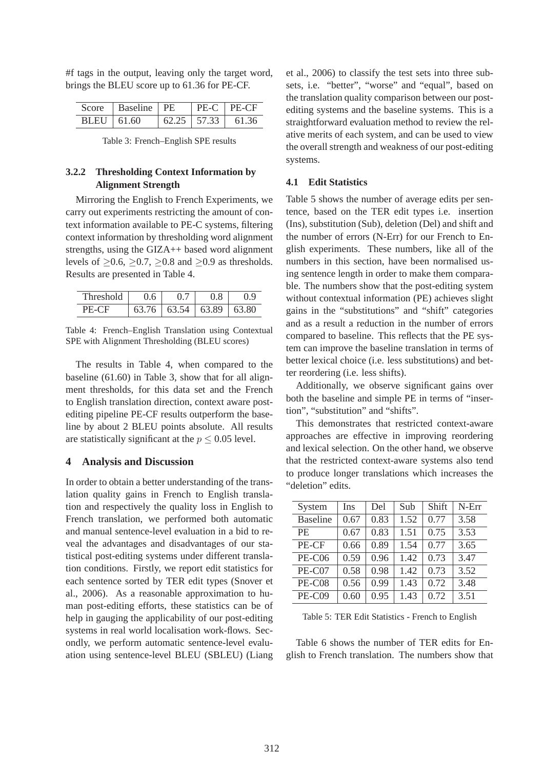#f tags in the output, leaving only the target word, brings the BLEU score up to 61.36 for PE-CF.

| Score | Baseline | PE | PE-C | PE-CF |
|---|---|---|---|---|
| BLEU | 61.60 | 62.25 | 57.33 | 61.36 |

Table 3: French–English SPE results

#### 3.2.2 Thresholding Context Information by Alignment Strength

Mirroring the English to French Experiments, we carry out experiments restricting the amount of context information available to PE-C systems, filtering context information by thresholding word alignment strengths, using the GIZA++ based word alignment levels of $\geq$0.6, $\geq$0.7, $\geq$0.8 and $\geq$0.9 as thresholds. Results are presented in Table 4.

| Threshold | 0.6 | 0.7 | 0.8 | 0.9 |
|---|---|---|---|---|
| PE-CF | 63.76 | 63.54 | 63.89 | 63.80 |

Table 4: French–English Translation using Contextual SPE with Alignment Thresholding (BLEU scores)

The results in Table 4, when compared to the baseline (61.60) in Table 3, show that for all alignment thresholds, for this data set and the French to English translation direction, context aware post-editing pipeline PE-CF results outperform the baseline by about 2 BLEU points absolute. All results are statistically significant at the $p \leq 0.05$ level.

## 4 Analysis and Discussion

In order to obtain a better understanding of the translation quality gains in French to English translation and respectively the quality loss in English to French translation, we performed both automatic and manual sentence-level evaluation in a bid to reveal the advantages and disadvantages of our statistical post-editing systems under different translation conditions. Firstly, we report edit statistics for each sentence sorted by TER edit types (Snover et al., 2006). As a reasonable approximation to human post-editing efforts, these statistics can be of help in gauging the applicability of our post-editing systems in real world localisation work-flows. Secondly, we perform automatic sentence-level evaluation using sentence-level BLEU (SBLEU) (Liang et al., 2006) to classify the test sets into three subsets, i.e. "better", "worse" and "equal", based on the translation quality comparison between our post-editing systems and the baseline systems. This is a straightforward evaluation method to review the relative merits of each system, and can be used to view the overall strength and weakness of our post-editing systems.

### 4.1 Edit Statistics

Table 5 shows the number of average edits per sentence, based on the TER edit types i.e. insertion (Ins), substitution (Sub), deletion (Del) and shift and the number of errors (N-Err) for our French to English experiments. These numbers, like all of the numbers in this section, have been normalised using sentence length in order to make them comparable. The numbers show that the post-editing system without contextual information (PE) achieves slight gains in the "substitutions" and "shift" categories and as a result a reduction in the number of errors compared to baseline. This reflects that the PE system can improve the baseline translation in terms of better lexical choice (i.e. less substitutions) and better reordering (i.e. less shifts).

Additionally, we observe significant gains over both the baseline and simple PE in terms of "insertion", "substitution" and "shifts".

This demonstrates that restricted context-aware approaches are effective in improving reordering and lexical selection. On the other hand, we observe that the restricted context-aware systems also tend to produce longer translations which increases the "deletion" edits.

| System | Ins | Del | Sub | Shift | N-Err |
|---|---|---|---|---|---|
| Baseline | 0.67 | 0.83 | 1.52 | 0.77 | 3.58 |
| PE | 0.67 | 0.83 | 1.51 | 0.75 | 3.53 |
| PE-CF | 0.66 | 0.89 | 1.54 | 0.77 | 3.65 |
| PE-C06 | 0.59 | 0.96 | 1.42 | 0.73 | 3.47 |
| PE-C07 | 0.58 | 0.98 | 1.42 | 0.73 | 3.52 |
| PE-C08 | 0.56 | 0.99 | 1.43 | 0.72 | 3.48 |
| PE-C09 | 0.60 | 0.95 | 1.43 | 0.72 | 3.51 |

Table 5: TER Edit Statistics - French to English

Table 6 shows the number of TER edits for English to French translation. The numbers show that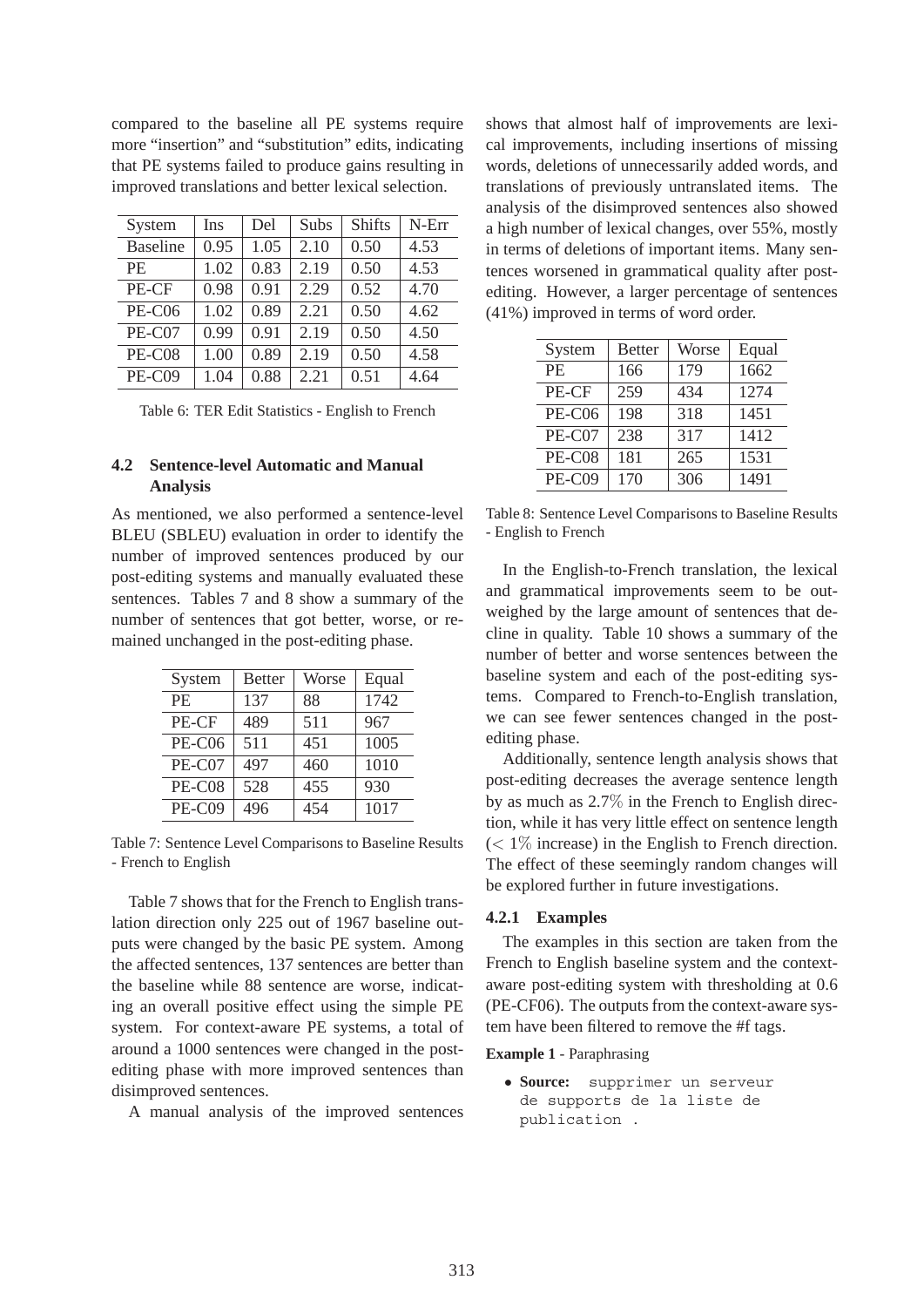compared to the baseline all PE systems require more "insertion" and "substitution" edits, indicating that PE systems failed to produce gains resulting in improved translations and better lexical selection.

| System | Ins | Del | Subs | Shifts | N-Err |
|---|---|---|---|---|---|
| Baseline | 0.95 | 1.05 | 2.10 | 0.50 | 4.53 |
| PE | 1.02 | 0.83 | 2.19 | 0.50 | 4.53 |
| PE-CF | 0.98 | 0.91 | 2.29 | 0.52 | 4.70 |
| PE-C06 | 1.02 | 0.89 | 2.21 | 0.50 | 4.62 |
| PE-C07 | 0.99 | 0.91 | 2.19 | 0.50 | 4.50 |
| PE-C08 | 1.00 | 0.89 | 2.19 | 0.50 | 4.58 |
| PE-C09 | 1.04 | 0.88 | 2.21 | 0.51 | 4.64 |

Table 6: TER Edit Statistics - English to French

### 4.2 Sentence-level Automatic and Manual Analysis

As mentioned, we also performed a sentence-level BLEU (SBLEU) evaluation in order to identify the number of improved sentences produced by our post-editing systems and manually evaluated these sentences. Tables 7 and 8 show a summary of the number of sentences that got better, worse, or remained unchanged in the post-editing phase.

| System | Better | Worse | Equal |
|---|---|---|---|
| PE | 137 | 88 | 1742 |
| PE-CF | 489 | 511 | 967 |
| PE-C06 | 511 | 451 | 1005 |
| PE-C07 | 497 | 460 | 1010 |
| PE-C08 | 528 | 455 | 930 |
| PE-C09 | 496 | 454 | 1017 |

Table 7: Sentence Level Comparisons to Baseline Results - French to English

Table 7 shows that for the French to English translation direction only 225 out of 1967 baseline outputs were changed by the basic PE system. Among the affected sentences, 137 sentences are better than the baseline while 88 sentence are worse, indicating an overall positive effect using the simple PE system. For context-aware PE systems, a total of around a 1000 sentences were changed in the post-editing phase with more improved sentences than disimproved sentences.

A manual analysis of the improved sentences shows that almost half of improvements are lexical improvements, including insertions of missing words, deletions of unnecessarily added words, and translations of previously untranslated items. The analysis of the disimproved sentences also showed a high number of lexical changes, over 55%, mostly in terms of deletions of important items. Many sentences worsened in grammatical quality after post-editing. However, a larger percentage of sentences (41%) improved in terms of word order.

| System | Better | Worse | Equal |
|---|---|---|---|
| PE | 166 | 179 | 1662 |
| PE-CF | 259 | 434 | 1274 |
| PE-C06 | 198 | 318 | 1451 |
| PE-C07 | 238 | 317 | 1412 |
| PE-C08 | 181 | 265 | 1531 |
| PE-C09 | 170 | 306 | 1491 |

Table 8: Sentence Level Comparisons to Baseline Results - English to French

In the English-to-French translation, the lexical and grammatical improvements seem to be outweighed by the large amount of sentences that decline in quality. Table 10 shows a summary of the number of better and worse sentences between the baseline system and each of the post-editing systems. Compared to French-to-English translation, we can see fewer sentences changed in the post-editing phase.

Additionally, sentence length analysis shows that post-editing decreases the average sentence length by as much as 2.7% in the French to English direction, while it has very little effect on sentence length ($< 1\%$ increase) in the English to French direction. The effect of these seemingly random changes will be explored further in future investigations.

#### 4.2.1 Examples

The examples in this section are taken from the French to English baseline system and the context-aware post-editing system with thresholding at 0.6 (PE-CF06). The outputs from the context-aware system have been filtered to remove the #f tags.

**Example 1** - Paraphrasing

- **Source:** `supprimer un serveur de supports de la liste de publication .`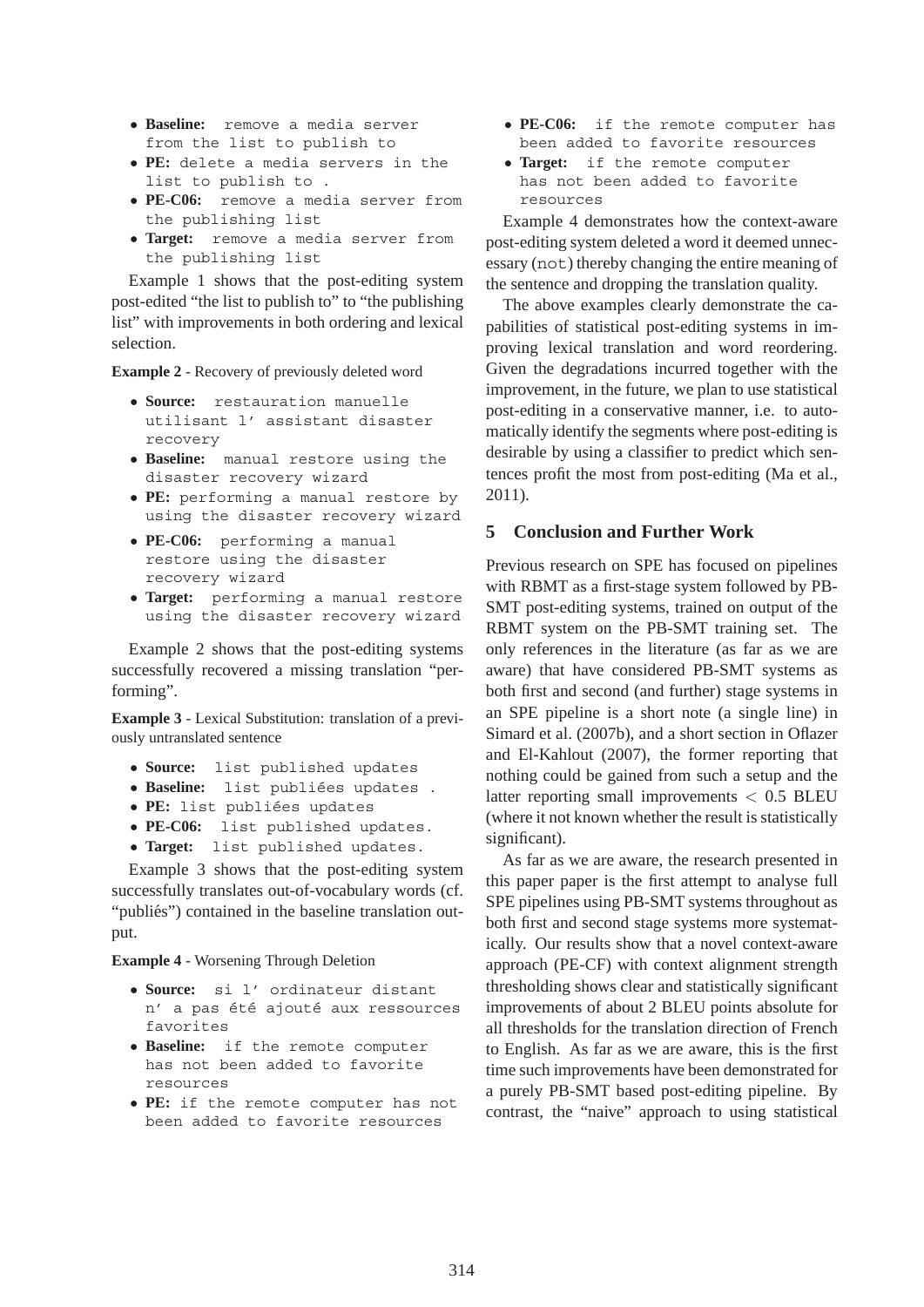- **Baseline:** remove a media server from the list to publish to
- **PE:** delete a media servers in the list to publish to .
- **PE-C06:** remove a media server from the publishing list
- **Target:** remove a media server from the publishing list

Example 1 shows that the post-editing system post-edited "the list to publish to" to "the publishing list" with improvements in both ordering and lexical selection.

**Example 2** - Recovery of previously deleted word

- **Source:** restauration manuelle utilisant l' assistant disaster recovery
- **Baseline:** manual restore using the disaster recovery wizard
- **PE:** performing a manual restore by using the disaster recovery wizard
- **PE-C06:** performing a manual restore using the disaster recovery wizard
- **Target:** performing a manual restore using the disaster recovery wizard

Example 2 shows that the post-editing systems successfully recovered a missing translation "performing".

**Example 3** - Lexical Substitution: translation of a previously untranslated sentence

- **Source:** list published updates
- **Baseline:** list publiées updates .
- **PE:** list publiées updates
- **PE-C06:** list published updates.
- **Target:** list published updates.

Example 3 shows that the post-editing system successfully translates out-of-vocabulary words (cf. "publiés") contained in the baseline translation output.

**Example 4** - Worsening Through Deletion

- **Source:** si l' ordinateur distant n' a pas été ajouté aux ressources favorites
- **Baseline:** if the remote computer has not been added to favorite resources
- **PE:** if the remote computer has not been added to favorite resources
- **PE-C06:** if the remote computer has been added to favorite resources
- **Target:** if the remote computer has not been added to favorite resources

Example 4 demonstrates how the context-aware post-editing system deleted a word it deemed unnecessary (not) thereby changing the entire meaning of the sentence and dropping the translation quality.

The above examples clearly demonstrate the capabilities of statistical post-editing systems in improving lexical translation and word reordering. Given the degradations incurred together with the improvement, in the future, we plan to use statistical post-editing in a conservative manner, i.e. to automatically identify the segments where post-editing is desirable by using a classifier to predict which sentences profit the most from post-editing (Ma et al., 2011).

## 5 Conclusion and Further Work

Previous research on SPE has focused on pipelines with RBMT as a first-stage system followed by PB-SMT post-editing systems, trained on output of the RBMT system on the PB-SMT training set. The only references in the literature (as far as we are aware) that have considered PB-SMT systems as both first and second (and further) stage systems in an SPE pipeline is a short note (a single line) in Simard et al. (2007b), and a short section in Oflazer and El-Kahlout (2007), the former reporting that nothing could be gained from such a setup and the latter reporting small improvements $< 0.5$ BLEU (where it not known whether the result is statistically significant).

As far as we are aware, the research presented in this paper paper is the first attempt to analyse full SPE pipelines using PB-SMT systems throughout as both first and second stage systems more systematically. Our results show that a novel context-aware approach (PE-CF) with context alignment strength thresholding shows clear and statistically significant improvements of about 2 BLEU points absolute for all thresholds for the translation direction of French to English. As far as we are aware, this is the first time such improvements have been demonstrated for a purely PB-SMT based post-editing pipeline. By contrast, the "naive" approach to using statistical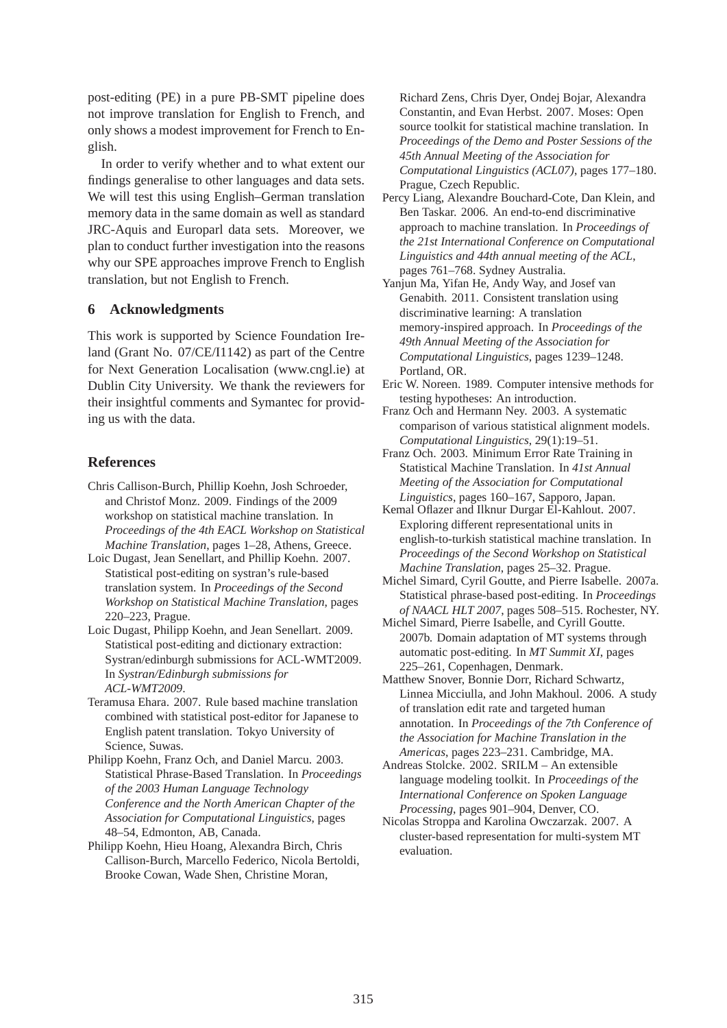post-editing (PE) in a pure PB-SMT pipeline does not improve translation for English to French, and only shows a modest improvement for French to English.

In order to verify whether and to what extent our findings generalise to other languages and data sets. We will test this using English–German translation memory data in the same domain as well as standard JRC-Aquis and Europarl data sets. Moreover, we plan to conduct further investigation into the reasons why our SPE approaches improve French to English translation, but not English to French.

## 6 Acknowledgments

This work is supported by Science Foundation Ireland (Grant No. 07/CE/I1142) as part of the Centre for Next Generation Localisation (www.cngl.ie) at Dublin City University. We thank the reviewers for their insightful comments and Symantec for providing us with the data.

## References

Chris Callison-Burch, Phillip Koehn, Josh Schroeder, and Christof Monz. 2009. Findings of the 2009 workshop on statistical machine translation. In *Proceedings of the 4th EACL Workshop on Statistical Machine Translation*, pages 1–28, Athens, Greece.

Loic Dugast, Jean Senellart, and Phillip Koehn. 2007. Statistical post-editing on systran's rule-based translation system. In *Proceedings of the Second Workshop on Statistical Machine Translation*, pages 220–223, Prague.

Loic Dugast, Philipp Koehn, and Jean Senellart. 2009. Statistical post-editing and dictionary extraction: Systran/edinburgh submissions for ACL-WMT2009. In *Systran/Edinburgh submissions for ACL-WMT2009*.

Teramusa Ehara. 2007. Rule based machine translation combined with statistical post-editor for Japanese to English patent translation. Tokyo University of Science, Suwas.

Philipp Koehn, Franz Och, and Daniel Marcu. 2003. Statistical Phrase-Based Translation. In *Proceedings of the 2003 Human Language Technology Conference and the North American Chapter of the Association for Computational Linguistics*, pages 48–54, Edmonton, AB, Canada.

Philipp Koehn, Hieu Hoang, Alexandra Birch, Chris Callison-Burch, Marcello Federico, Nicola Bertoldi, Brooke Cowan, Wade Shen, Christine Moran, Richard Zens, Chris Dyer, Ondej Bojar, Alexandra Constantin, and Evan Herbst. 2007. Moses: Open source toolkit for statistical machine translation. In *Proceedings of the Demo and Poster Sessions of the 45th Annual Meeting of the Association for Computational Linguistics (ACL07)*, pages 177–180. Prague, Czech Republic.

Percy Liang, Alexandre Bouchard-Cote, Dan Klein, and Ben Taskar. 2006. An end-to-end discriminative approach to machine translation. In *Proceedings of the 21st International Conference on Computational Linguistics and 44th annual meeting of the ACL*, pages 761–768. Sydney Australia.

Yanjun Ma, Yifan He, Andy Way, and Josef van Genabith. 2011. Consistent translation using discriminative learning: A translation memory-inspired approach. In *Proceedings of the 49th Annual Meeting of the Association for Computational Linguistics*, pages 1239–1248. Portland, OR.

Eric W. Noreen. 1989. Computer intensive methods for testing hypotheses: An introduction.

Franz Och and Hermann Ney. 2003. A systematic comparison of various statistical alignment models. *Computational Linguistics*, 29(1):19–51.

Franz Och. 2003. Minimum Error Rate Training in Statistical Machine Translation. In *41st Annual Meeting of the Association for Computational Linguistics*, pages 160–167, Sapporo, Japan.

Kemal Oflazer and Ilknur Durgar El-Kahlout. 2007. Exploring different representational units in english-to-turkish statistical machine translation. In *Proceedings of the Second Workshop on Statistical Machine Translation*, pages 25–32. Prague.

Michel Simard, Cyril Goutte, and Pierre Isabelle. 2007a. Statistical phrase-based post-editing. In *Proceedings of NAACL HLT 2007*, pages 508–515. Rochester, NY.

Michel Simard, Pierre Isabelle, and Cyrill Goutte. 2007b. Domain adaptation of MT systems through automatic post-editing. In *MT Summit XI*, pages 225–261, Copenhagen, Denmark.

Matthew Snover, Bonnie Dorr, Richard Schwartz, Linnea Micciulla, and John Makhoul. 2006. A study of translation edit rate and targeted human annotation. In *Proceedings of the 7th Conference of the Association for Machine Translation in the Americas*, pages 223–231. Cambridge, MA.

Andreas Stolcke. 2002. SRILM – An extensible language modeling toolkit. In *Proceedings of the International Conference on Spoken Language Processing*, pages 901–904, Denver, CO.

Nicolas Stroppa and Karolina Owczarzak. 2007. A cluster-based representation for multi-system MT evaluation.